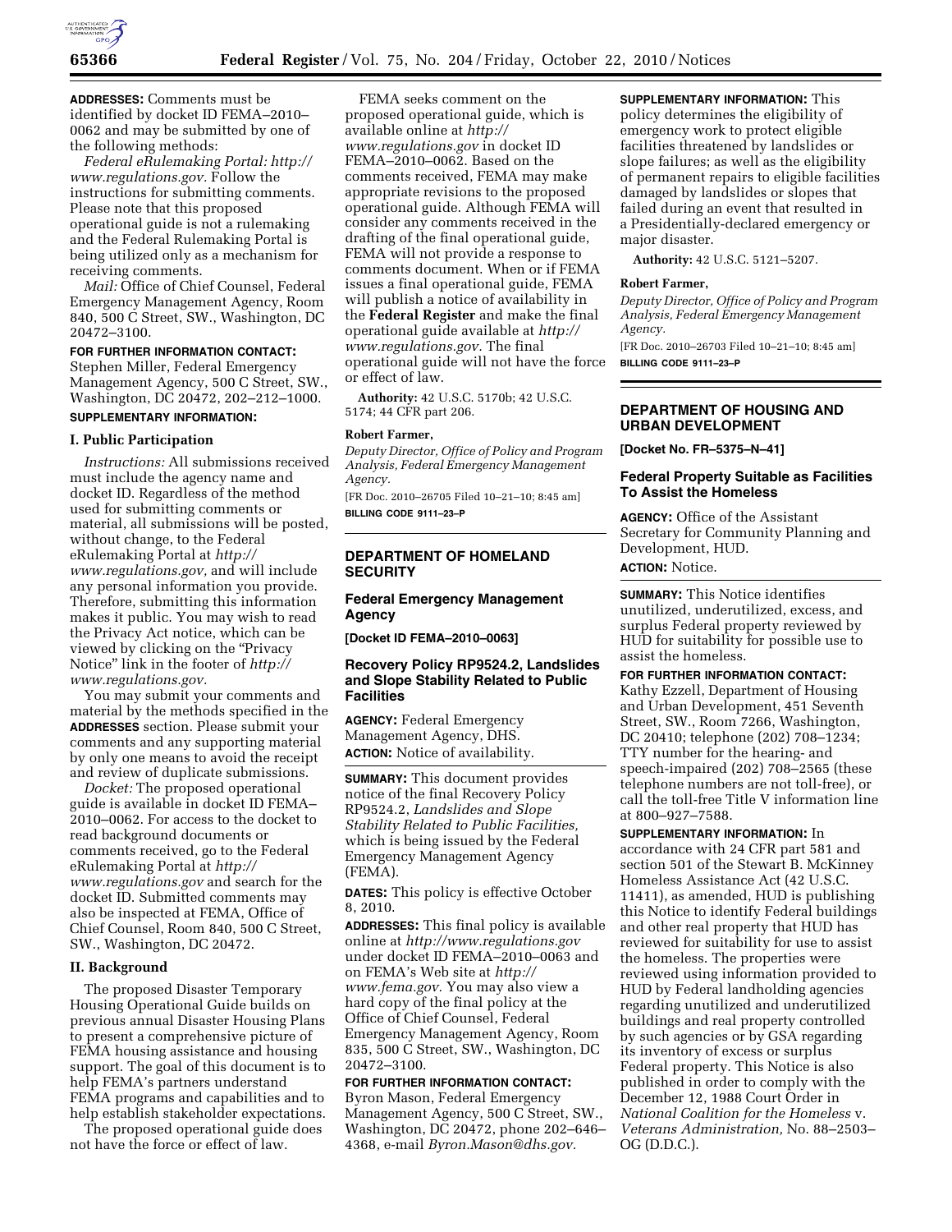**ADDRESSES:** Comments must be identified by docket ID FEMA–2010–0062 and may be submitted by one of the following methods:

*Federal eRulemaking Portal: http://www.regulations.gov.* Follow the instructions for submitting comments. Please note that this proposed operational guide is not a rulemaking and the Federal Rulemaking Portal is being utilized only as a mechanism for receiving comments.

*Mail:* Office of Chief Counsel, Federal Emergency Management Agency, Room 840, 500 C Street, SW., Washington, DC 20472–3100.

**FOR FURTHER INFORMATION CONTACT:** Stephen Miller, Federal Emergency Management Agency, 500 C Street, SW., Washington, DC 20472, 202–212–1000.

**SUPPLEMENTARY INFORMATION:**

## I. Public Participation

*Instructions:* All submissions received must include the agency name and docket ID. Regardless of the method used for submitting comments or material, all submissions will be posted, without change, to the Federal eRulemaking Portal at *http://www.regulations.gov,* and will include any personal information you provide. Therefore, submitting this information makes it public. You may wish to read the Privacy Act notice, which can be viewed by clicking on the "Privacy Notice" link in the footer of *http://www.regulations.gov.*

You may submit your comments and material by the methods specified in the **ADDRESSES** section. Please submit your comments and any supporting material by only one means to avoid the receipt and review of duplicate submissions.

*Docket:* The proposed operational guide is available in docket ID FEMA–2010–0062. For access to the docket to read background documents or comments received, go to the Federal eRulemaking Portal at *http://www.regulations.gov* and search for the docket ID. Submitted comments may also be inspected at FEMA, Office of Chief Counsel, Room 840, 500 C Street, SW., Washington, DC 20472.

## II. Background

The proposed Disaster Temporary Housing Operational Guide builds on previous annual Disaster Housing Plans to present a comprehensive picture of FEMA housing assistance and housing support. The goal of this document is to help FEMA's partners understand FEMA programs and capabilities and to help establish stakeholder expectations.

The proposed operational guide does not have the force or effect of law.

FEMA seeks comment on the proposed operational guide, which is available online at *http://www.regulations.gov* in docket ID FEMA–2010–0062. Based on the comments received, FEMA may make appropriate revisions to the proposed operational guide. Although FEMA will consider any comments received in the drafting of the final operational guide, FEMA will not provide a response to comments document. When or if FEMA issues a final operational guide, FEMA will publish a notice of availability in the **Federal Register** and make the final operational guide available at *http://www.regulations.gov.* The final operational guide will not have the force or effect of law.

**Authority:** 42 U.S.C. 5170b; 42 U.S.C. 5174; 44 CFR part 206.

**Robert Farmer,**

*Deputy Director, Office of Policy and Program Analysis, Federal Emergency Management Agency.*

[FR Doc. 2010–26705 Filed 10–21–10; 8:45 am]

**BILLING CODE 9111–23–P**

# DEPARTMENT OF HOMELAND SECURITY

## Federal Emergency Management Agency

**[Docket ID FEMA–2010–0063]**

## Recovery Policy RP9524.2, Landslides and Slope Stability Related to Public Facilities

**AGENCY:** Federal Emergency Management Agency, DHS.

**ACTION:** Notice of availability.

**SUMMARY:** This document provides notice of the final Recovery Policy RP9524.2, *Landslides and Slope Stability Related to Public Facilities,* which is being issued by the Federal Emergency Management Agency (FEMA).

**DATES:** This policy is effective October 8, 2010.

**ADDRESSES:** This final policy is available online at *http://www.regulations.gov* under docket ID FEMA–2010–0063 and on FEMA's Web site at *http://www.fema.gov.* You may also view a hard copy of the final policy at the Office of Chief Counsel, Federal Emergency Management Agency, Room 835, 500 C Street, SW., Washington, DC 20472–3100.

**FOR FURTHER INFORMATION CONTACT:** Byron Mason, Federal Emergency Management Agency, 500 C Street, SW., Washington, DC 20472, phone 202–646–4368, e-mail *Byron.Mason@dhs.gov.*

**SUPPLEMENTARY INFORMATION:** This policy determines the eligibility of emergency work to protect eligible facilities threatened by landslides or slope failures; as well as the eligibility of permanent repairs to eligible facilities damaged by landslides or slopes that failed during an event that resulted in a Presidentially-declared emergency or major disaster.

**Authority:** 42 U.S.C. 5121–5207.

**Robert Farmer,**

*Deputy Director, Office of Policy and Program Analysis, Federal Emergency Management Agency.*

[FR Doc. 2010–26703 Filed 10–21–10; 8:45 am]

**BILLING CODE 9111–23–P**

# DEPARTMENT OF HOUSING AND URBAN DEVELOPMENT

**[Docket No. FR–5375–N–41]**

## Federal Property Suitable as Facilities To Assist the Homeless

**AGENCY:** Office of the Assistant Secretary for Community Planning and Development, HUD.

**ACTION:** Notice.

**SUMMARY:** This Notice identifies unutilized, underutilized, excess, and surplus Federal property reviewed by HUD for suitability for possible use to assist the homeless.

**FOR FURTHER INFORMATION CONTACT:** Kathy Ezzell, Department of Housing and Urban Development, 451 Seventh Street, SW., Room 7266, Washington, DC 20410; telephone (202) 708–1234; TTY number for the hearing- and speech-impaired (202) 708–2565 (these telephone numbers are not toll-free), or call the toll-free Title V information line at 800–927–7588.

**SUPPLEMENTARY INFORMATION:** In accordance with 24 CFR part 581 and section 501 of the Stewart B. McKinney Homeless Assistance Act (42 U.S.C. 11411), as amended, HUD is publishing this Notice to identify Federal buildings and other real property that HUD has reviewed for suitability for use to assist the homeless. The properties were reviewed using information provided to HUD by Federal landholding agencies regarding unutilized and underutilized buildings and real property controlled by such agencies or by GSA regarding its inventory of excess or surplus Federal property. This Notice is also published in order to comply with the December 12, 1988 Court Order in *National Coalition for the Homeless* v. *Veterans Administration,* No. 88–2503–OG (D.D.C.).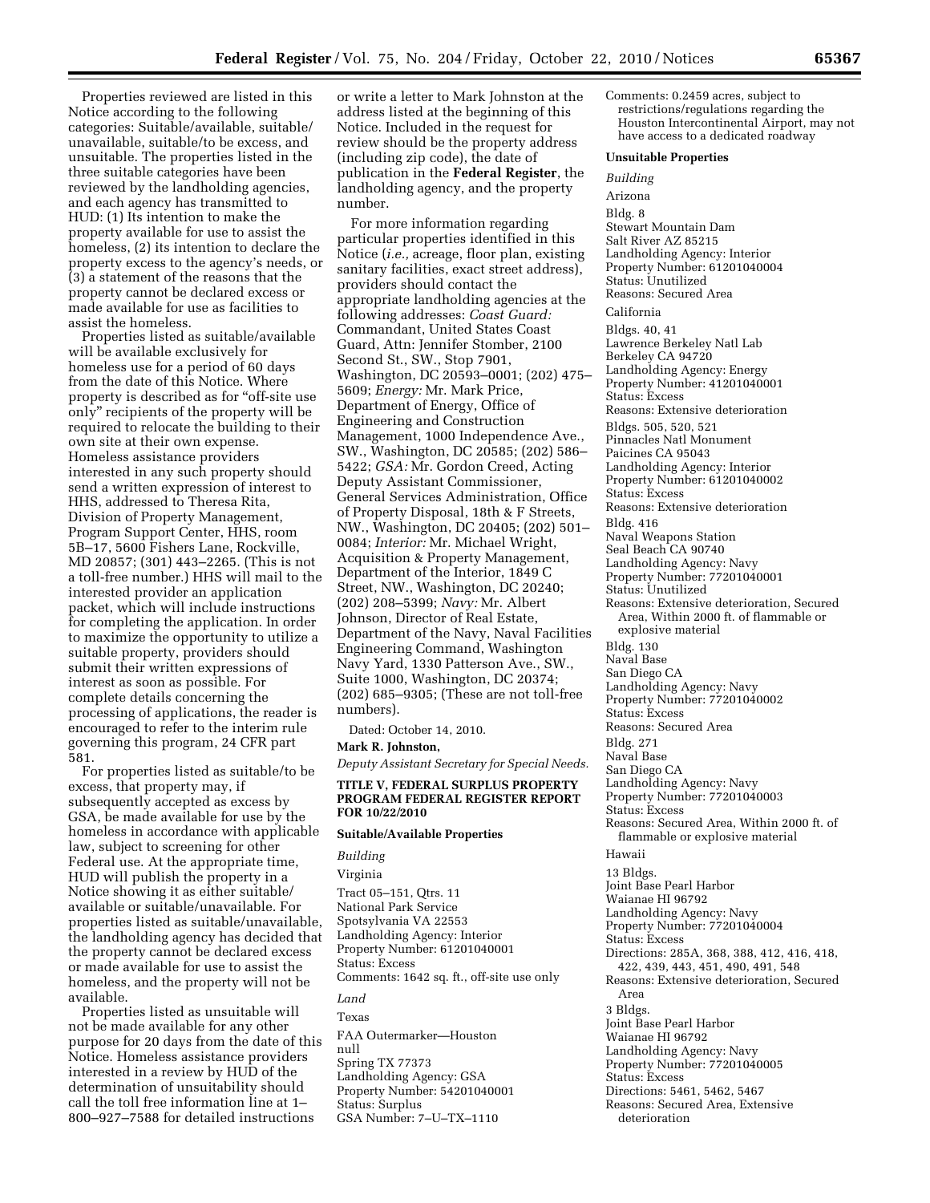Properties reviewed are listed in this Notice according to the following categories: Suitable/available, suitable/unavailable, suitable/to be excess, and unsuitable. The properties listed in the three suitable categories have been reviewed by the landholding agencies, and each agency has transmitted to HUD: (1) Its intention to make the property available for use to assist the homeless, (2) its intention to declare the property excess to the agency's needs, or (3) a statement of the reasons that the property cannot be declared excess or made available for use as facilities to assist the homeless.

Properties listed as suitable/available will be available exclusively for homeless use for a period of 60 days from the date of this Notice. Where property is described as for "off-site use only" recipients of the property will be required to relocate the building to their own site at their own expense. Homeless assistance providers interested in any such property should send a written expression of interest to HHS, addressed to Theresa Rita, Division of Property Management, Program Support Center, HHS, room 5B–17, 5600 Fishers Lane, Rockville, MD 20857; (301) 443–2265. (This is not a toll-free number.) HHS will mail to the interested provider an application packet, which will include instructions for completing the application. In order to maximize the opportunity to utilize a suitable property, providers should submit their written expressions of interest as soon as possible. For complete details concerning the processing of applications, the reader is encouraged to refer to the interim rule governing this program, 24 CFR part 581.

For properties listed as suitable/to be excess, that property may, if subsequently accepted as excess by GSA, be made available for use by the homeless in accordance with applicable law, subject to screening for other Federal use. At the appropriate time, HUD will publish the property in a Notice showing it as either suitable/available or suitable/unavailable. For properties listed as suitable/unavailable, the landholding agency has decided that the property cannot be declared excess or made available for use to assist the homeless, and the property will not be available.

Properties listed as unsuitable will not be made available for any other purpose for 20 days from the date of this Notice. Homeless assistance providers interested in a review by HUD of the determination of unsuitability should call the toll free information line at 1–800–927–7588 for detailed instructions or write a letter to Mark Johnston at the address listed at the beginning of this Notice. Included in the request for review should be the property address (including zip code), the date of publication in the **Federal Register**, the landholding agency, and the property number.

For more information regarding particular properties identified in this Notice (*i.e.,* acreage, floor plan, existing sanitary facilities, exact street address), providers should contact the appropriate landholding agencies at the following addresses: *Coast Guard:* Commandant, United States Coast Guard, Attn: Jennifer Stomber, 2100 Second St., SW., Stop 7901, Washington, DC 20593–0001; (202) 475–5609; *Energy:* Mr. Mark Price, Department of Energy, Office of Engineering and Construction Management, 1000 Independence Ave., SW., Washington, DC 20585; (202) 586–5422; *GSA:* Mr. Gordon Creed, Acting Deputy Assistant Commissioner, General Services Administration, Office of Property Disposal, 18th & F Streets, NW., Washington, DC 20405; (202) 501–0084; *Interior:* Mr. Michael Wright, Acquisition & Property Management, Department of the Interior, 1849 C Street, NW., Washington, DC 20240; (202) 208–5399; *Navy:* Mr. Albert Johnson, Director of Real Estate, Department of the Navy, Naval Facilities Engineering Command, Washington Navy Yard, 1330 Patterson Ave., SW., Suite 1000, Washington, DC 20374; (202) 685–9305; (These are not toll-free numbers).

Dated: October 14, 2010.

**Mark R. Johnston,**

*Deputy Assistant Secretary for Special Needs.*

**TITLE V, FEDERAL SURPLUS PROPERTY PROGRAM FEDERAL REGISTER REPORT FOR 10/22/2010**

**Suitable/Available Properties**

*Building*

Virginia

Tract 05–151, Qtrs. 11
National Park Service
Spotsylvania VA 22553
Landholding Agency: Interior
Property Number: 61201040001
Status: Excess
Comments: 1642 sq. ft., off-site use only

*Land*

Texas

FAA Outermarker—Houston
null
Spring TX 77373
Landholding Agency: GSA
Property Number: 54201040001
Status: Surplus
GSA Number: 7–U–TX–1110
Comments: 0.2459 acres, subject to restrictions/regulations regarding the Houston Intercontinental Airport, may not have access to a dedicated roadway

**Unsuitable Properties**

*Building*

Arizona

Bldg. 8
Stewart Mountain Dam
Salt River AZ 85215
Landholding Agency: Interior
Property Number: 61201040004
Status: Unutilized
Reasons: Secured Area

California

Bldgs. 40, 41
Lawrence Berkeley Natl Lab
Berkeley CA 94720
Landholding Agency: Energy
Property Number: 41201040001
Status: Excess
Reasons: Extensive deterioration

Bldgs. 505, 520, 521
Pinnacles Natl Monument
Paicines CA 95043
Landholding Agency: Interior
Property Number: 61201040002
Status: Excess
Reasons: Extensive deterioration

Bldg. 416
Naval Weapons Station
Seal Beach CA 90740
Landholding Agency: Navy
Property Number: 77201040001
Status: Unutilized
Reasons: Extensive deterioration, Secured Area, Within 2000 ft. of flammable or explosive material

Bldg. 130
Naval Base
San Diego CA
Landholding Agency: Navy
Property Number: 77201040002
Status: Excess
Reasons: Secured Area

Bldg. 271
Naval Base
San Diego CA
Landholding Agency: Navy
Property Number: 77201040003
Status: Excess
Reasons: Secured Area, Within 2000 ft. of flammable or explosive material

Hawaii

13 Bldgs.
Joint Base Pearl Harbor
Waianae HI 96792
Landholding Agency: Navy
Property Number: 77201040004
Status: Excess
Directions: 285A, 368, 388, 412, 416, 418, 422, 439, 443, 451, 490, 491, 548
Reasons: Extensive deterioration, Secured Area

3 Bldgs.
Joint Base Pearl Harbor
Waianae HI 96792
Landholding Agency: Navy
Property Number: 77201040005
Status: Excess
Directions: 5461, 5462, 5467
Reasons: Secured Area, Extensive deterioration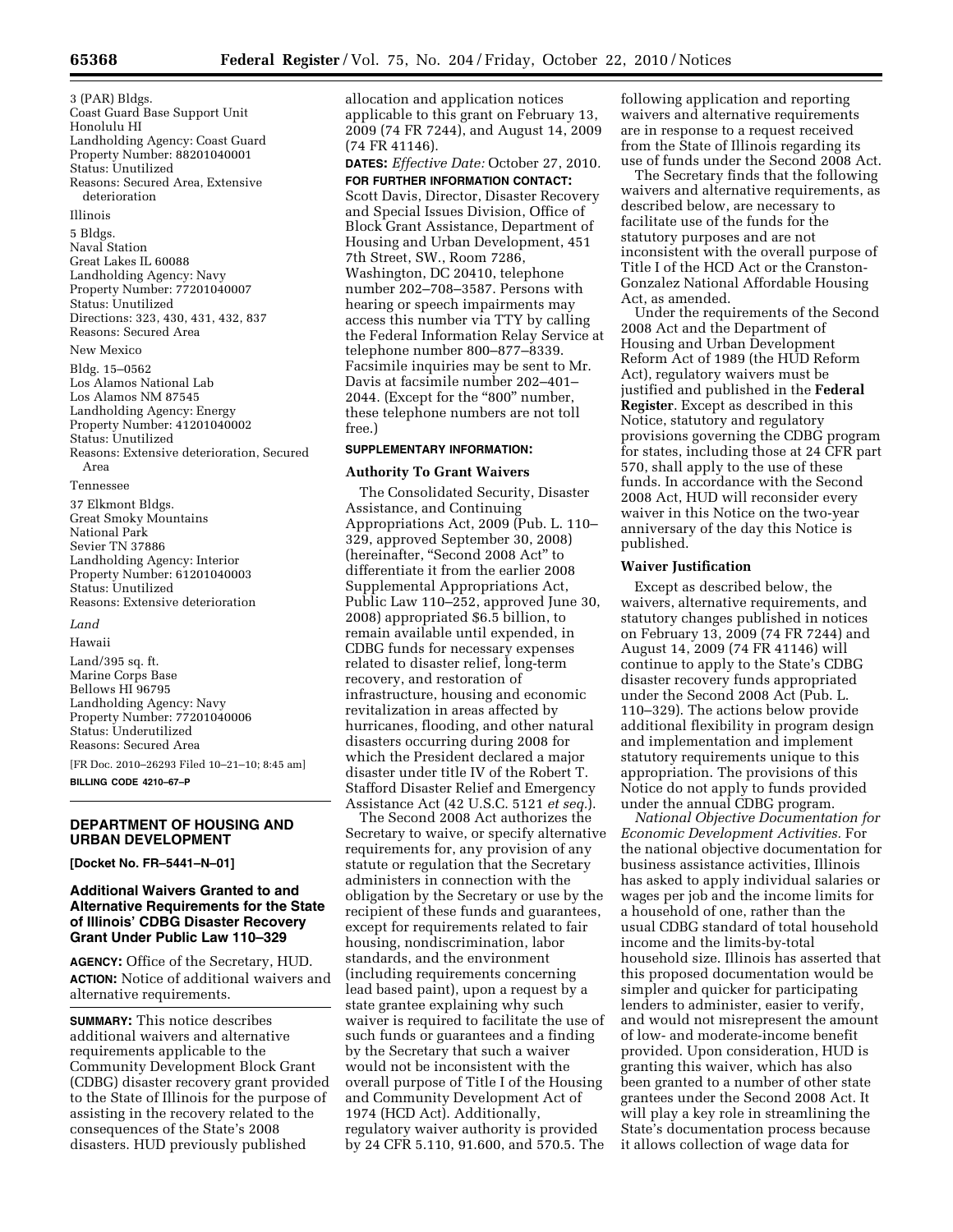3 (PAR) Bldgs.
Coast Guard Base Support Unit
Honolulu HI
Landholding Agency: Coast Guard
Property Number: 88201040001
Status: Unutilized
Reasons: Secured Area, Extensive deterioration

Illinois

5 Bldgs.
Naval Station
Great Lakes IL 60088
Landholding Agency: Navy
Property Number: 77201040007
Status: Unutilized
Directions: 323, 430, 431, 432, 837
Reasons: Secured Area

New Mexico

Bldg. 15–0562
Los Alamos National Lab
Los Alamos NM 87545
Landholding Agency: Energy
Property Number: 41201040002
Status: Unutilized
Reasons: Extensive deterioration, Secured Area

Tennessee

37 Elkmont Bldgs.
Great Smoky Mountains National Park
Sevier TN 37886
Landholding Agency: Interior
Property Number: 61201040003
Status: Unutilized
Reasons: Extensive deterioration

*Land*

Hawaii

Land/395 sq. ft.
Marine Corps Base
Bellows HI 96795
Landholding Agency: Navy
Property Number: 77201040006
Status: Underutilized
Reasons: Secured Area

[FR Doc. 2010–26293 Filed 10–21–10; 8:45 am]

**BILLING CODE 4210–67–P**

## DEPARTMENT OF HOUSING AND URBAN DEVELOPMENT

**[Docket No. FR–5441–N–01]**

### Additional Waivers Granted to and Alternative Requirements for the State of Illinois' CDBG Disaster Recovery Grant Under Public Law 110–329

**AGENCY:** Office of the Secretary, HUD.

**ACTION:** Notice of additional waivers and alternative requirements.

**SUMMARY:** This notice describes additional waivers and alternative requirements applicable to the Community Development Block Grant (CDBG) disaster recovery grant provided to the State of Illinois for the purpose of assisting in the recovery related to the consequences of the State's 2008 disasters. HUD previously published allocation and application notices applicable to this grant on February 13, 2009 (74 FR 7244), and August 14, 2009 (74 FR 41146).

**DATES:** *Effective Date:* October 27, 2010.

**FOR FURTHER INFORMATION CONTACT:** Scott Davis, Director, Disaster Recovery and Special Issues Division, Office of Block Grant Assistance, Department of Housing and Urban Development, 451 7th Street, SW., Room 7286, Washington, DC 20410, telephone number 202–708–3587. Persons with hearing or speech impairments may access this number via TTY by calling the Federal Information Relay Service at telephone number 800–877–8339. Facsimile inquiries may be sent to Mr. Davis at facsimile number 202–401–2044. (Except for the "800" number, these telephone numbers are not toll free.)

**SUPPLEMENTARY INFORMATION:**

#### Authority To Grant Waivers

The Consolidated Security, Disaster Assistance, and Continuing Appropriations Act, 2009 (Pub. L. 110–329, approved September 30, 2008) (hereinafter, "Second 2008 Act" to differentiate it from the earlier 2008 Supplemental Appropriations Act, Public Law 110–252, approved June 30, 2008) appropriated $6.5 billion, to remain available until expended, in CDBG funds for necessary expenses related to disaster relief, long-term recovery, and restoration of infrastructure, housing and economic revitalization in areas affected by hurricanes, flooding, and other natural disasters occurring during 2008 for which the President declared a major disaster under title IV of the Robert T. Stafford Disaster Relief and Emergency Assistance Act (42 U.S.C. 5121 *et seq.*).

The Second 2008 Act authorizes the Secretary to waive, or specify alternative requirements for, any provision of any statute or regulation that the Secretary administers in connection with the obligation by the Secretary or use by the recipient of these funds and guarantees, except for requirements related to fair housing, nondiscrimination, labor standards, and the environment (including requirements concerning lead based paint), upon a request by a state grantee explaining why such waiver is required to facilitate the use of such funds or guarantees and a finding by the Secretary that such a waiver would not be inconsistent with the overall purpose of Title I of the Housing and Community Development Act of 1974 (HCD Act). Additionally, regulatory waiver authority is provided by 24 CFR 5.110, 91.600, and 570.5. The following application and reporting waivers and alternative requirements are in response to a request received from the State of Illinois regarding its use of funds under the Second 2008 Act.

The Secretary finds that the following waivers and alternative requirements, as described below, are necessary to facilitate use of the funds for the statutory purposes and are not inconsistent with the overall purpose of Title I of the HCD Act or the Cranston-Gonzalez National Affordable Housing Act, as amended.

Under the requirements of the Second 2008 Act and the Department of Housing and Urban Development Reform Act of 1989 (the HUD Reform Act), regulatory waivers must be justified and published in the **Federal Register**. Except as described in this Notice, statutory and regulatory provisions governing the CDBG program for states, including those at 24 CFR part 570, shall apply to the use of these funds. In accordance with the Second 2008 Act, HUD will reconsider every waiver in this Notice on the two-year anniversary of the day this Notice is published.

#### Waiver Justification

Except as described below, the waivers, alternative requirements, and statutory changes published in notices on February 13, 2009 (74 FR 7244) and August 14, 2009 (74 FR 41146) will continue to apply to the State's CDBG disaster recovery funds appropriated under the Second 2008 Act (Pub. L. 110–329). The actions below provide additional flexibility in program design and implementation and implement statutory requirements unique to this appropriation. The provisions of this Notice do not apply to funds provided under the annual CDBG program.

*National Objective Documentation for Economic Development Activities.* For the national objective documentation for business assistance activities, Illinois has asked to apply individual salaries or wages per job and the income limits for a household of one, rather than the usual CDBG standard of total household income and the limits-by-total household size. Illinois has asserted that this proposed documentation would be simpler and quicker for participating lenders to administer, easier to verify, and would not misrepresent the amount of low- and moderate-income benefit provided. Upon consideration, HUD is granting this waiver, which has also been granted to a number of other state grantees under the Second 2008 Act. It will play a key role in streamlining the State's documentation process because it allows collection of wage data for